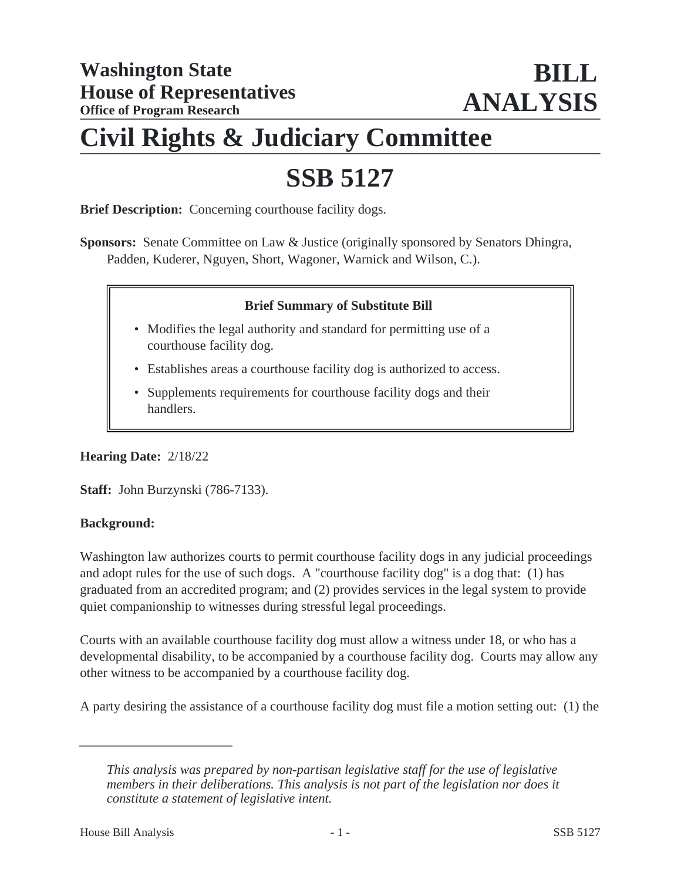# Washington State House of Representatives

**Office of Program Research**

# BILL ANALYSIS

# Civil Rights & Judiciary Committee

# SSB 5127

**Brief Description:** Concerning courthouse facility dogs.

**Sponsors:** Senate Committee on Law & Justice (originally sponsored by Senators Dhingra, Padden, Kuderer, Nguyen, Short, Wagoner, Warnick and Wilson, C.).

**Brief Summary of Substitute Bill**

- Modifies the legal authority and standard for permitting use of a courthouse facility dog.
- Establishes areas a courthouse facility dog is authorized to access.
- Supplements requirements for courthouse facility dogs and their handlers.

**Hearing Date:** 2/18/22

**Staff:** John Burzynski (786-7133).

**Background:**

Washington law authorizes courts to permit courthouse facility dogs in any judicial proceedings and adopt rules for the use of such dogs. A "courthouse facility dog" is a dog that: (1) has graduated from an accredited program; and (2) provides services in the legal system to provide quiet companionship to witnesses during stressful legal proceedings.

Courts with an available courthouse facility dog must allow a witness under 18, or who has a developmental disability, to be accompanied by a courthouse facility dog. Courts may allow any other witness to be accompanied by a courthouse facility dog.

A party desiring the assistance of a courthouse facility dog must file a motion setting out: (1) the

*This analysis was prepared by non-partisan legislative staff for the use of legislative members in their deliberations. This analysis is not part of the legislation nor does it constitute a statement of legislative intent.*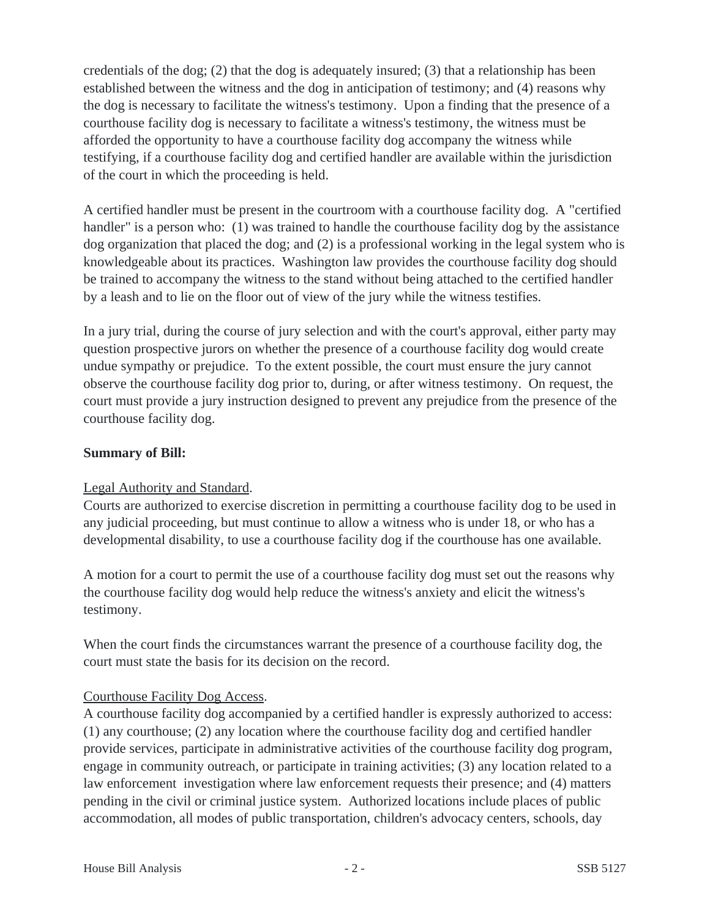credentials of the dog; (2) that the dog is adequately insured; (3) that a relationship has been established between the witness and the dog in anticipation of testimony; and (4) reasons why the dog is necessary to facilitate the witness's testimony. Upon a finding that the presence of a courthouse facility dog is necessary to facilitate a witness's testimony, the witness must be afforded the opportunity to have a courthouse facility dog accompany the witness while testifying, if a courthouse facility dog and certified handler are available within the jurisdiction of the court in which the proceeding is held.

A certified handler must be present in the courtroom with a courthouse facility dog. A "certified handler" is a person who: (1) was trained to handle the courthouse facility dog by the assistance dog organization that placed the dog; and (2) is a professional working in the legal system who is knowledgeable about its practices. Washington law provides the courthouse facility dog should be trained to accompany the witness to the stand without being attached to the certified handler by a leash and to lie on the floor out of view of the jury while the witness testifies.

In a jury trial, during the course of jury selection and with the court's approval, either party may question prospective jurors on whether the presence of a courthouse facility dog would create undue sympathy or prejudice. To the extent possible, the court must ensure the jury cannot observe the courthouse facility dog prior to, during, or after witness testimony. On request, the court must provide a jury instruction designed to prevent any prejudice from the presence of the courthouse facility dog.

**Summary of Bill:**

Legal Authority and Standard.
Courts are authorized to exercise discretion in permitting a courthouse facility dog to be used in any judicial proceeding, but must continue to allow a witness who is under 18, or who has a developmental disability, to use a courthouse facility dog if the courthouse has one available.

A motion for a court to permit the use of a courthouse facility dog must set out the reasons why the courthouse facility dog would help reduce the witness's anxiety and elicit the witness's testimony.

When the court finds the circumstances warrant the presence of a courthouse facility dog, the court must state the basis for its decision on the record.

Courthouse Facility Dog Access.
A courthouse facility dog accompanied by a certified handler is expressly authorized to access: (1) any courthouse; (2) any location where the courthouse facility dog and certified handler provide services, participate in administrative activities of the courthouse facility dog program, engage in community outreach, or participate in training activities; (3) any location related to a law enforcement investigation where law enforcement requests their presence; and (4) matters pending in the civil or criminal justice system. Authorized locations include places of public accommodation, all modes of public transportation, children's advocacy centers, schools, day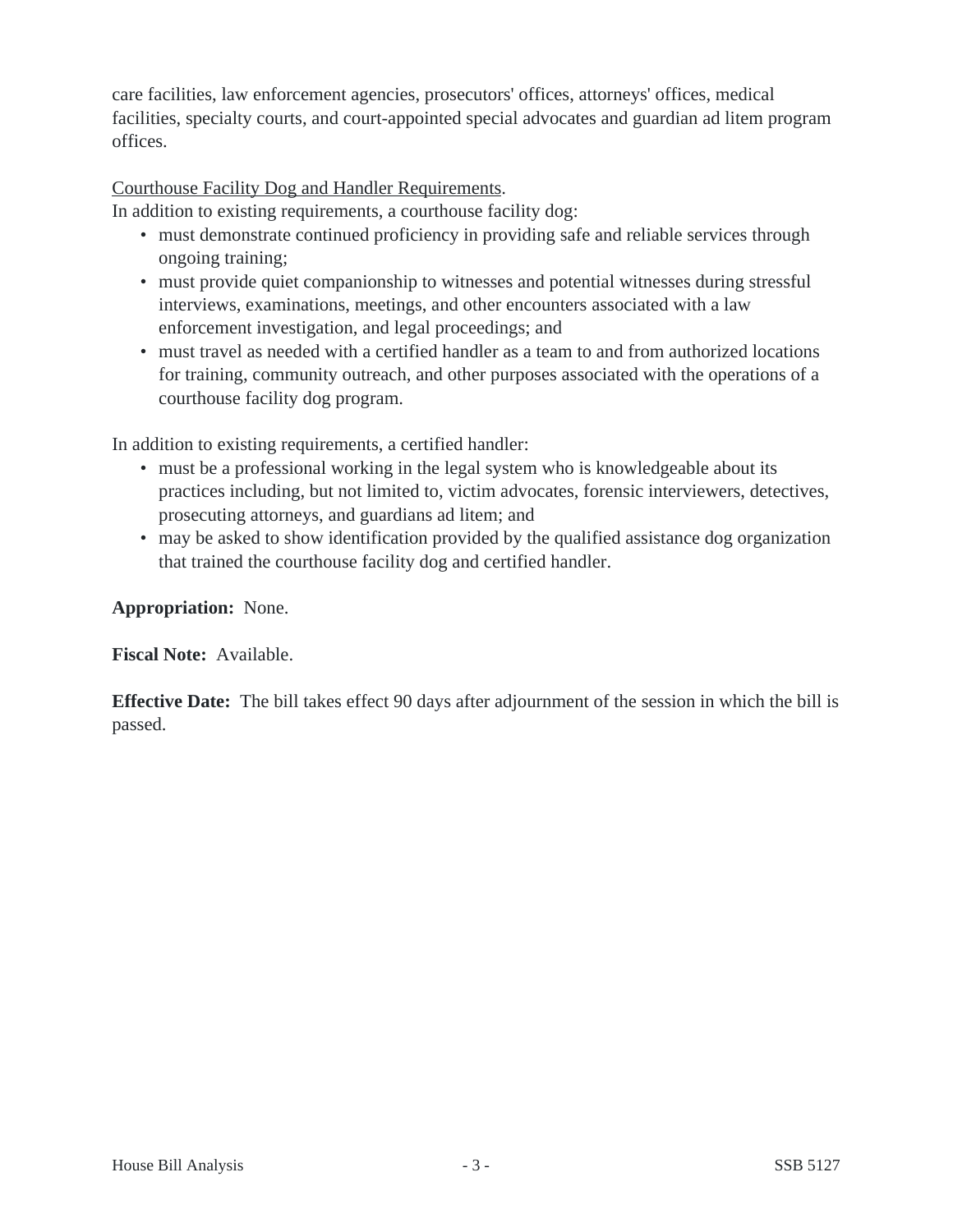care facilities, law enforcement agencies, prosecutors' offices, attorneys' offices, medical facilities, specialty courts, and court-appointed special advocates and guardian ad litem program offices.

Courthouse Facility Dog and Handler Requirements.
In addition to existing requirements, a courthouse facility dog:

- must demonstrate continued proficiency in providing safe and reliable services through ongoing training;
- must provide quiet companionship to witnesses and potential witnesses during stressful interviews, examinations, meetings, and other encounters associated with a law enforcement investigation, and legal proceedings; and
- must travel as needed with a certified handler as a team to and from authorized locations for training, community outreach, and other purposes associated with the operations of a courthouse facility dog program.

In addition to existing requirements, a certified handler:

- must be a professional working in the legal system who is knowledgeable about its practices including, but not limited to, victim advocates, forensic interviewers, detectives, prosecuting attorneys, and guardians ad litem; and
- may be asked to show identification provided by the qualified assistance dog organization that trained the courthouse facility dog and certified handler.

**Appropriation:** None.

**Fiscal Note:** Available.

**Effective Date:** The bill takes effect 90 days after adjournment of the session in which the bill is passed.